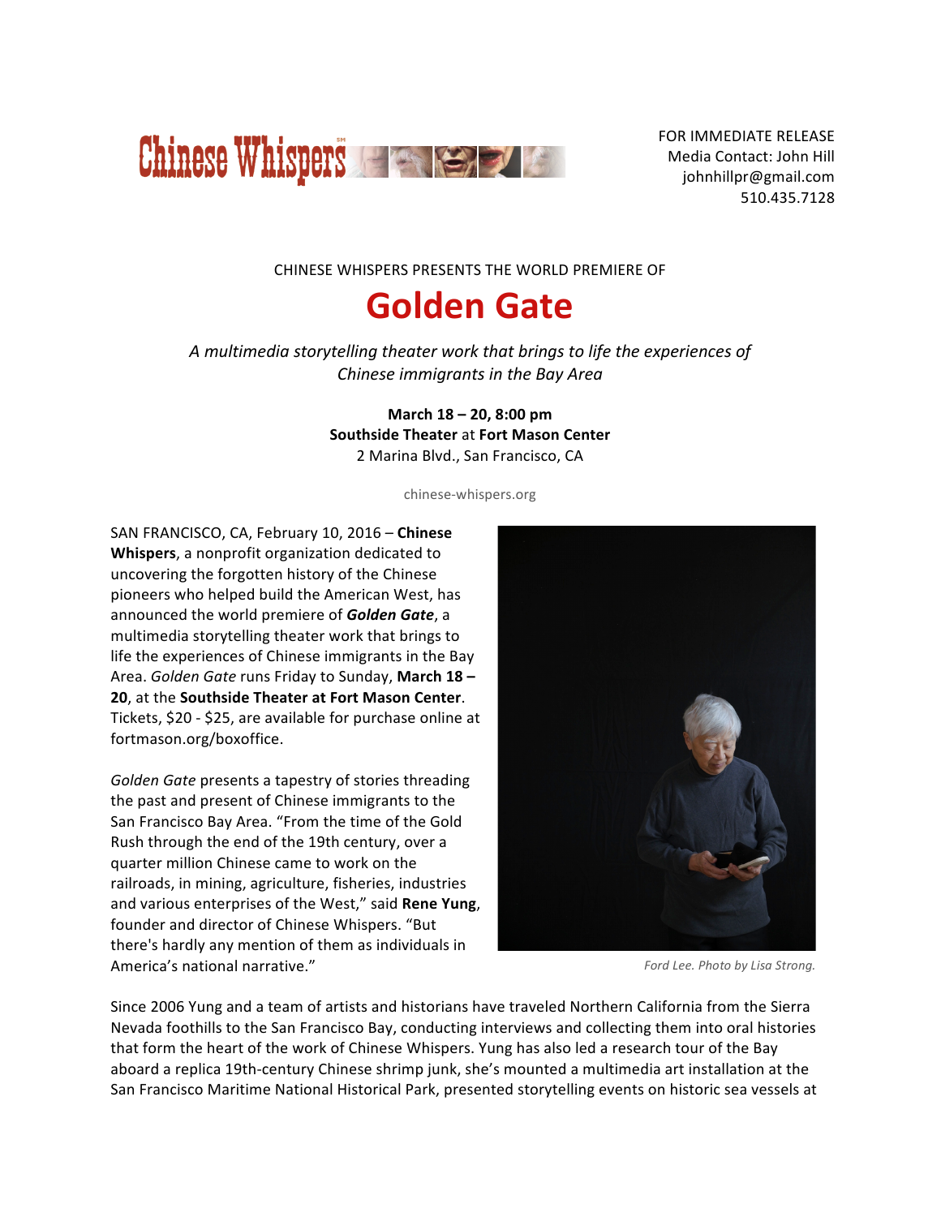Chinese Whispers[SM]

FOR IMMEDIATE RELEASE
Media Contact: John Hill
johnhillpr@gmail.com
510.435.7128

CHINESE WHISPERS PRESENTS THE WORLD PREMIERE OF

# Golden Gate

*A multimedia storytelling theater work that brings to life the experiences of Chinese immigrants in the Bay Area*

**March 18 – 20, 8:00 pm**
**Southside Theater** at **Fort Mason Center**
2 Marina Blvd., San Francisco, CA

chinese-whispers.org

SAN FRANCISCO, CA, February 10, 2016 – **Chinese Whispers**, a nonprofit organization dedicated to uncovering the forgotten history of the Chinese pioneers who helped build the American West, has announced the world premiere of ***Golden Gate***, a multimedia storytelling theater work that brings to life the experiences of Chinese immigrants in the Bay Area. *Golden Gate* runs Friday to Sunday, **March 18 – 20**, at the **Southside Theater at Fort Mason Center**. Tickets, $20 - $25, are available for purchase online at fortmason.org/boxoffice.

*Golden Gate* presents a tapestry of stories threading the past and present of Chinese immigrants to the San Francisco Bay Area. "From the time of the Gold Rush through the end of the 19th century, over a quarter million Chinese came to work on the railroads, in mining, agriculture, fisheries, industries and various enterprises of the West," said **Rene Yung**, founder and director of Chinese Whispers. "But there's hardly any mention of them as individuals in America's national narrative."

*Ford Lee. Photo by Lisa Strong.*

Since 2006 Yung and a team of artists and historians have traveled Northern California from the Sierra Nevada foothills to the San Francisco Bay, conducting interviews and collecting them into oral histories that form the heart of the work of Chinese Whispers. Yung has also led a research tour of the Bay aboard a replica 19th-century Chinese shrimp junk, she's mounted a multimedia art installation at the San Francisco Maritime National Historical Park, presented storytelling events on historic sea vessels at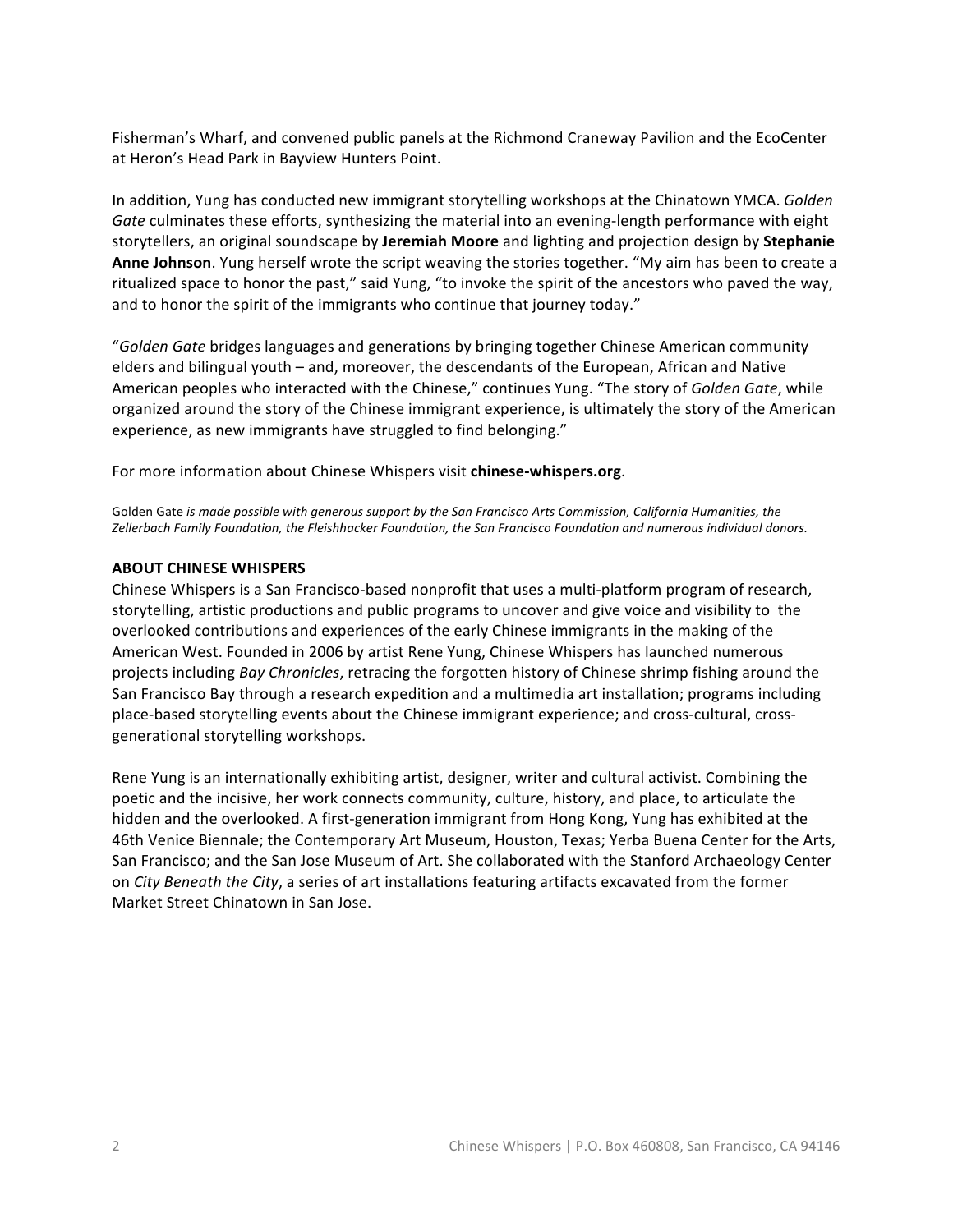Fisherman's Wharf, and convened public panels at the Richmond Craneway Pavilion and the EcoCenter at Heron's Head Park in Bayview Hunters Point.

In addition, Yung has conducted new immigrant storytelling workshops at the Chinatown YMCA. *Golden Gate* culminates these efforts, synthesizing the material into an evening-length performance with eight storytellers, an original soundscape by **Jeremiah Moore** and lighting and projection design by **Stephanie Anne Johnson**. Yung herself wrote the script weaving the stories together. "My aim has been to create a ritualized space to honor the past," said Yung, "to invoke the spirit of the ancestors who paved the way, and to honor the spirit of the immigrants who continue that journey today."

"*Golden Gate* bridges languages and generations by bringing together Chinese American community elders and bilingual youth – and, moreover, the descendants of the European, African and Native American peoples who interacted with the Chinese," continues Yung. "The story of *Golden Gate*, while organized around the story of the Chinese immigrant experience, is ultimately the story of the American experience, as new immigrants have struggled to find belonging."

For more information about Chinese Whispers visit **chinese-whispers.org**.

Golden Gate *is made possible with generous support by the San Francisco Arts Commission, California Humanities, the Zellerbach Family Foundation, the Fleishhacker Foundation, the San Francisco Foundation and numerous individual donors.*

**ABOUT CHINESE WHISPERS**

Chinese Whispers is a San Francisco-based nonprofit that uses a multi-platform program of research, storytelling, artistic productions and public programs to uncover and give voice and visibility to the overlooked contributions and experiences of the early Chinese immigrants in the making of the American West. Founded in 2006 by artist Rene Yung, Chinese Whispers has launched numerous projects including *Bay Chronicles*, retracing the forgotten history of Chinese shrimp fishing around the San Francisco Bay through a research expedition and a multimedia art installation; programs including place-based storytelling events about the Chinese immigrant experience; and cross-cultural, cross-generational storytelling workshops.

Rene Yung is an internationally exhibiting artist, designer, writer and cultural activist. Combining the poetic and the incisive, her work connects community, culture, history, and place, to articulate the hidden and the overlooked. A first-generation immigrant from Hong Kong, Yung has exhibited at the 46th Venice Biennale; the Contemporary Art Museum, Houston, Texas; Yerba Buena Center for the Arts, San Francisco; and the San Jose Museum of Art. She collaborated with the Stanford Archaeology Center on *City Beneath the City*, a series of art installations featuring artifacts excavated from the former Market Street Chinatown in San Jose.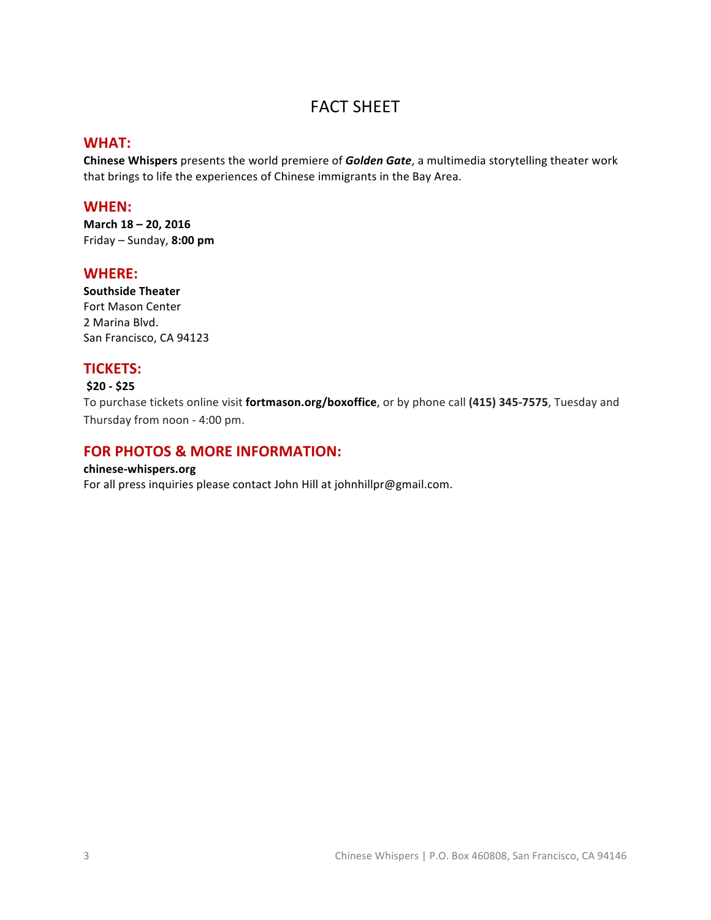# FACT SHEET

## WHAT:

**Chinese Whispers** presents the world premiere of ***Golden Gate***, a multimedia storytelling theater work that brings to life the experiences of Chinese immigrants in the Bay Area.

## WHEN:

**March 18 – 20, 2016**
Friday – Sunday, **8:00 pm**

## WHERE:

**Southside Theater**
Fort Mason Center
2 Marina Blvd.
San Francisco, CA 94123

## TICKETS:

**$20 - $25**
To purchase tickets online visit **fortmason.org/boxoffice**, or by phone call **(415) 345-7575**, Tuesday and Thursday from noon - 4:00 pm.

## FOR PHOTOS & MORE INFORMATION:

**chinese-whispers.org**
For all press inquiries please contact John Hill at johnhillpr@gmail.com.